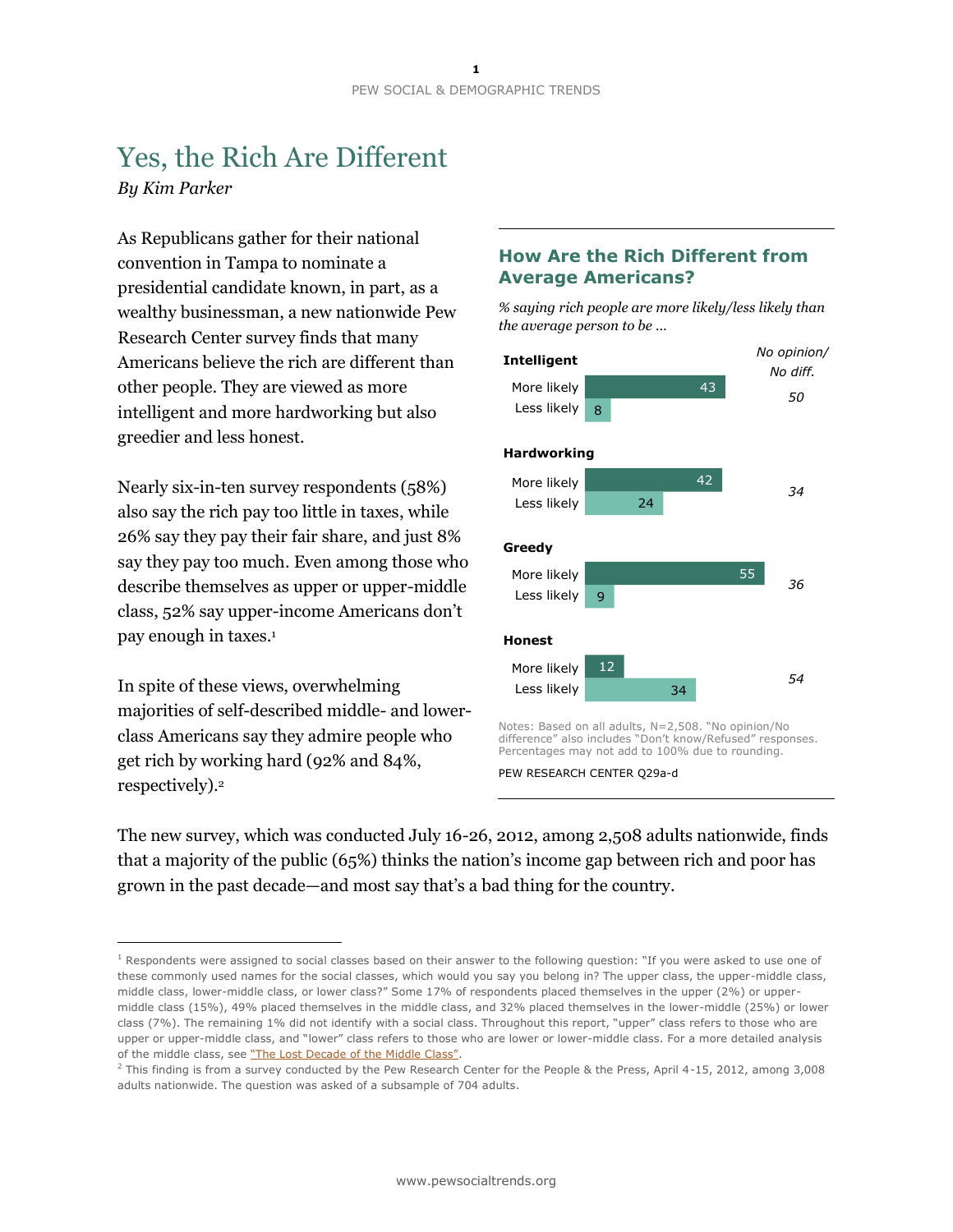# Yes, the Rich Are Different

*By Kim Parker*

As Republicans gather for their national convention in Tampa to nominate a presidential candidate known, in part, as a wealthy businessman, a new nationwide Pew Research Center survey finds that many Americans believe the rich are different than other people. They are viewed as more intelligent and more hardworking but also greedier and less honest.

Nearly six-in-ten survey respondents (58%) also say the rich pay too little in taxes, while 26% say they pay their fair share, and just 8% say they pay too much. Even among those who describe themselves as upper or upper-middle class, 52% say upper-income Americans don't pay enough in taxes.[1]

In spite of these views, overwhelming majorities of self-described middle- and lower-class Americans say they admire people who get rich by working hard (92% and 84%, respectively).[2]

### How Are the Rich Different from Average Americans?

*% saying rich people are more likely/less likely than the average person to be ...*

| | More likely | Less likely | *No opinion/ No diff.* |
|---|---|---|---|
| **Intelligent** | 43 | 8 | *50* |
| **Hardworking** | 42 | 24 | *34* |
| **Greedy** | 55 | 9 | *36* |
| **Honest** | 12 | 34 | *54* |

Notes: Based on all adults, N=2,508. "No opinion/No difference" also includes "Don't know/Refused" responses. Percentages may not add to 100% due to rounding.

PEW RESEARCH CENTER Q29a-d

The new survey, which was conducted July 16-26, 2012, among 2,508 adults nationwide, finds that a majority of the public (65%) thinks the nation's income gap between rich and poor has grown in the past decade—and most say that's a bad thing for the country.

---

[1] Respondents were assigned to social classes based on their answer to the following question: "If you were asked to use one of these commonly used names for the social classes, which would you say you belong in? The upper class, the upper-middle class, middle class, lower-middle class, or lower class?" Some 17% of respondents placed themselves in the upper (2%) or upper-middle class (15%), 49% placed themselves in the middle class, and 32% placed themselves in the lower-middle (25%) or lower class (7%). The remaining 1% did not identify with a social class. Throughout this report, "upper" class refers to those who are upper or upper-middle class, and "lower" class refers to those who are lower or lower-middle class. For a more detailed analysis of the middle class, see "The Lost Decade of the Middle Class".

[2] This finding is from a survey conducted by the Pew Research Center for the People & the Press, April 4-15, 2012, among 3,008 adults nationwide. The question was asked of a subsample of 704 adults.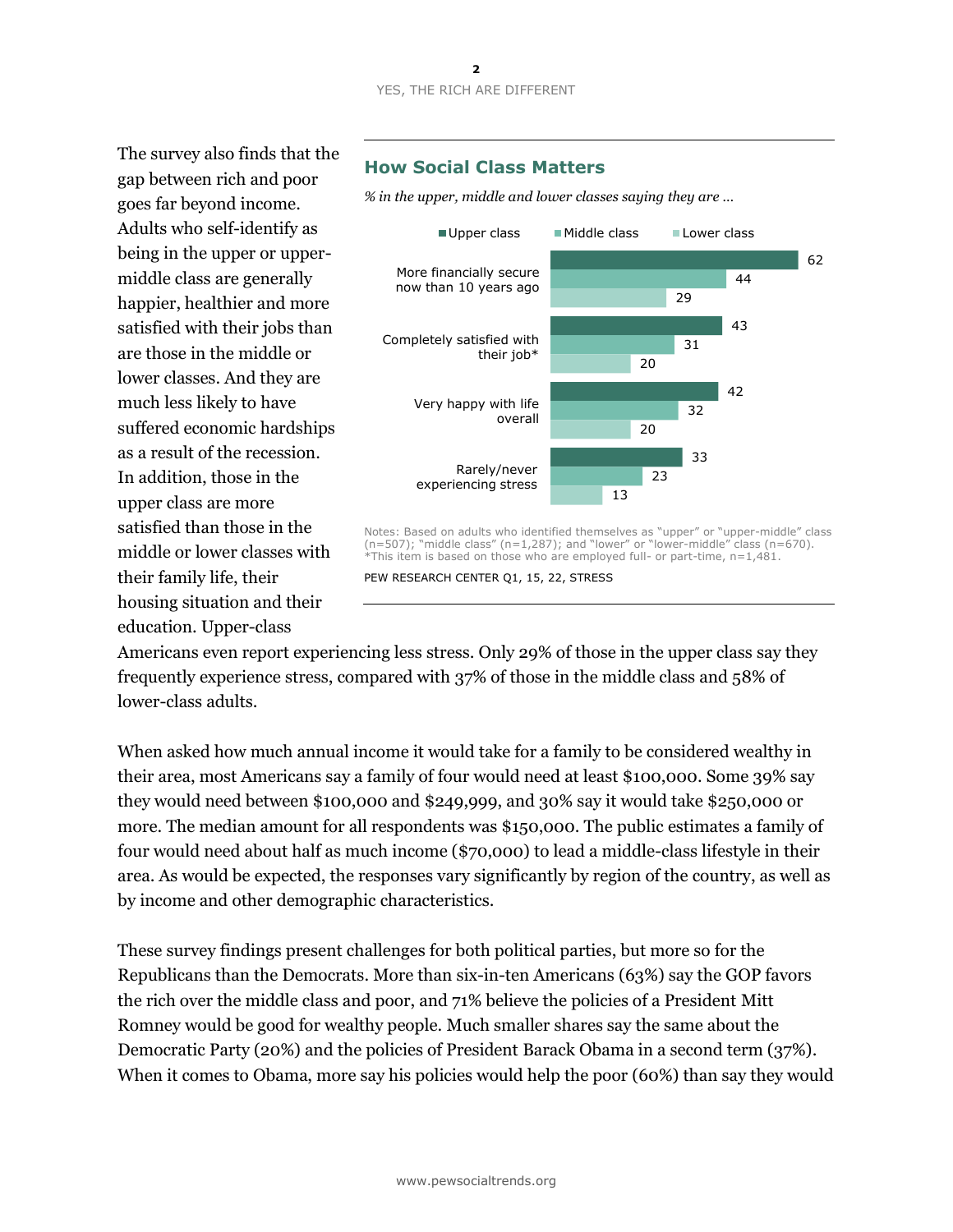The survey also finds that the gap between rich and poor goes far beyond income. Adults who self-identify as being in the upper or upper-middle class are generally happier, healthier and more satisfied with their jobs than are those in the middle or lower classes. And they are much less likely to have suffered economic hardships as a result of the recession. In addition, those in the upper class are more satisfied than those in the middle or lower classes with their family life, their housing situation and their education. Upper-class Americans even report experiencing less stress. Only 29% of those in the upper class say they frequently experience stress, compared with 37% of those in the middle class and 58% of lower-class adults.

### How Social Class Matters

*% in the upper, middle and lower classes saying they are …*

| | Upper class | Middle class | Lower class |
|---|---|---|---|
| More financially secure now than 10 years ago | 62 | 44 | 29 |
| Completely satisfied with their job* | 43 | 31 | 20 |
| Very happy with life overall | 42 | 32 | 20 |
| Rarely/never experiencing stress | 33 | 23 | 13 |

Notes: Based on adults who identified themselves as "upper" or "upper-middle" class (n=507); "middle class" (n=1,287); and "lower" or "lower-middle" class (n=670). *This item is based on those who are employed full- or part-time, n=1,481.

PEW RESEARCH CENTER Q1, 15, 22, STRESS

When asked how much annual income it would take for a family to be considered wealthy in their area, most Americans say a family of four would need at least $100,000. Some 39% say they would need between $100,000 and $249,999, and 30% say it would take $250,000 or more. The median amount for all respondents was $150,000. The public estimates a family of four would need about half as much income ($70,000) to lead a middle-class lifestyle in their area. As would be expected, the responses vary significantly by region of the country, as well as by income and other demographic characteristics.

These survey findings present challenges for both political parties, but more so for the Republicans than the Democrats. More than six-in-ten Americans (63%) say the GOP favors the rich over the middle class and poor, and 71% believe the policies of a President Mitt Romney would be good for wealthy people. Much smaller shares say the same about the Democratic Party (20%) and the policies of President Barack Obama in a second term (37%). When it comes to Obama, more say his policies would help the poor (60%) than say they would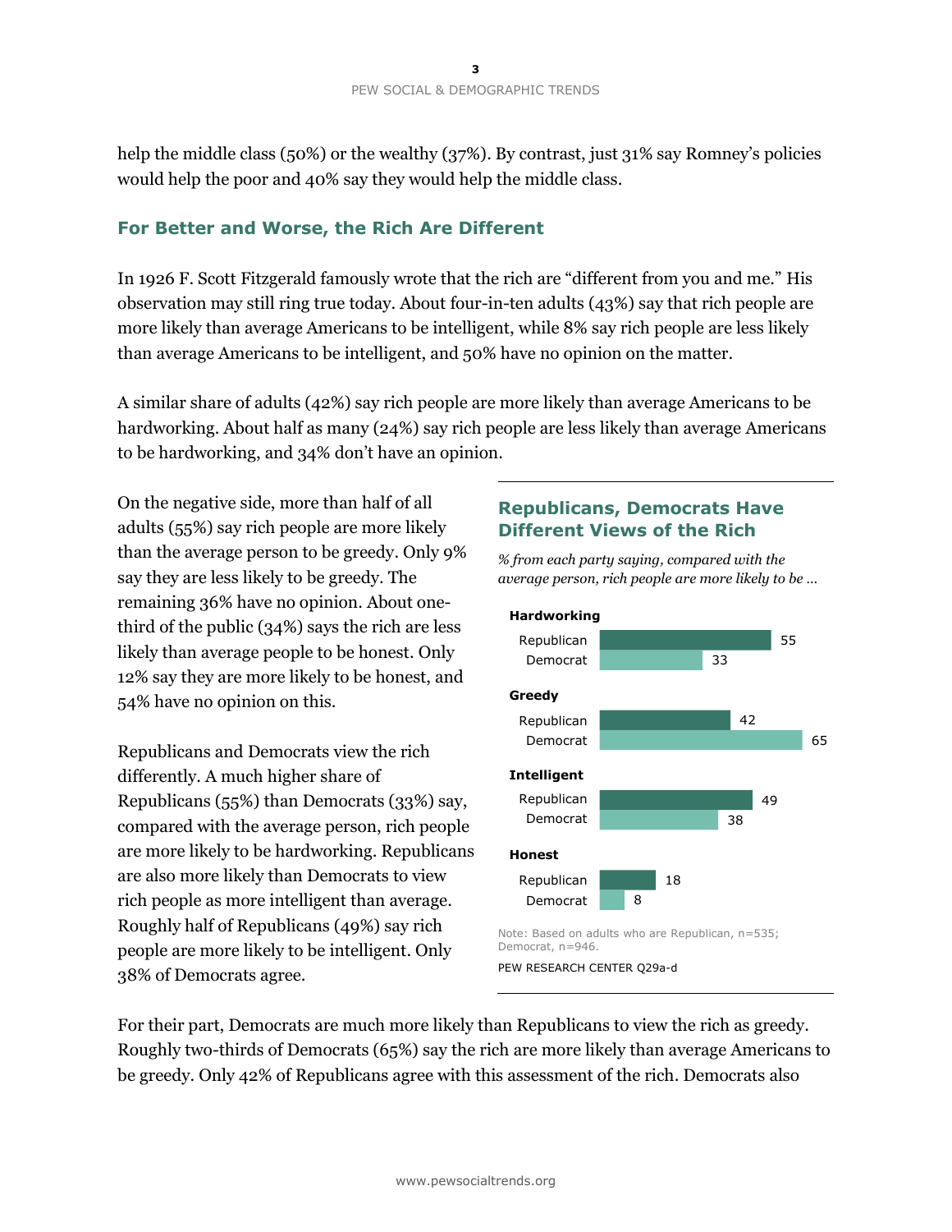help the middle class (50%) or the wealthy (37%). By contrast, just 31% say Romney's policies would help the poor and 40% say they would help the middle class.

## For Better and Worse, the Rich Are Different

In 1926 F. Scott Fitzgerald famously wrote that the rich are "different from you and me." His observation may still ring true today. About four-in-ten adults (43%) say that rich people are more likely than average Americans to be intelligent, while 8% say rich people are less likely than average Americans to be intelligent, and 50% have no opinion on the matter.

A similar share of adults (42%) say rich people are more likely than average Americans to be hardworking. About half as many (24%) say rich people are less likely than average Americans to be hardworking, and 34% don't have an opinion.

On the negative side, more than half of all adults (55%) say rich people are more likely than the average person to be greedy. Only 9% say they are less likely to be greedy. The remaining 36% have no opinion. About one-third of the public (34%) says the rich are less likely than average people to be honest. Only 12% say they are more likely to be honest, and 54% have no opinion on this.

Republicans and Democrats view the rich differently. A much higher share of Republicans (55%) than Democrats (33%) say, compared with the average person, rich people are more likely to be hardworking. Republicans are also more likely than Democrats to view rich people as more intelligent than average. Roughly half of Republicans (49%) say rich people are more likely to be intelligent. Only 38% of Democrats agree.

### Republicans, Democrats Have Different Views of the Rich

*% from each party saying, compared with the average person, rich people are more likely to be …*

| | Republican | Democrat |
|---|---|---|
| Hardworking | 55 | 33 |
| Greedy | 42 | 65 |
| Intelligent | 49 | 38 |
| Honest | 18 | 8 |

Note: Based on adults who are Republican, n=535; Democrat, n=946.

PEW RESEARCH CENTER Q29a-d

For their part, Democrats are much more likely than Republicans to view the rich as greedy. Roughly two-thirds of Democrats (65%) say the rich are more likely than average Americans to be greedy. Only 42% of Republicans agree with this assessment of the rich. Democrats also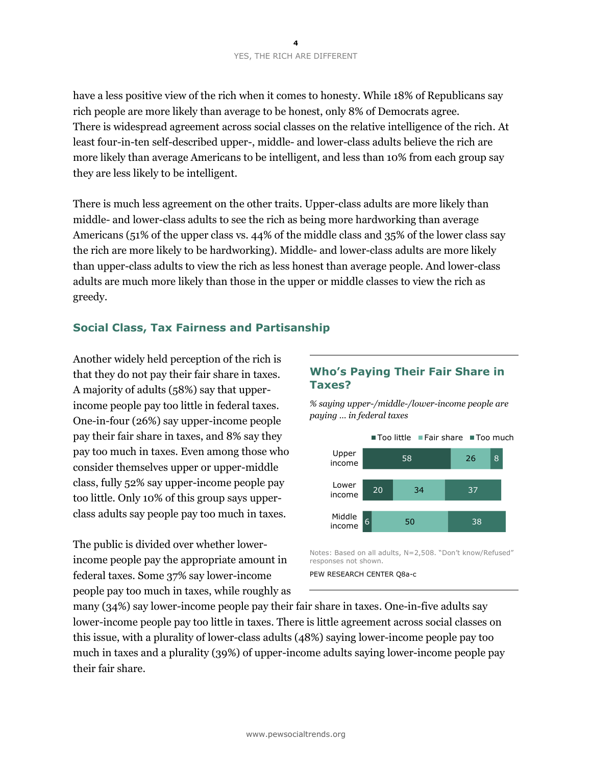have a less positive view of the rich when it comes to honesty. While 18% of Republicans say rich people are more likely than average to be honest, only 8% of Democrats agree. There is widespread agreement across social classes on the relative intelligence of the rich. At least four-in-ten self-described upper-, middle- and lower-class adults believe the rich are more likely than average Americans to be intelligent, and less than 10% from each group say they are less likely to be intelligent.

There is much less agreement on the other traits. Upper-class adults are more likely than middle- and lower-class adults to see the rich as being more hardworking than average Americans (51% of the upper class vs. 44% of the middle class and 35% of the lower class say the rich are more likely to be hardworking). Middle- and lower-class adults are more likely than upper-class adults to view the rich as less honest than average people. And lower-class adults are much more likely than those in the upper or middle classes to view the rich as greedy.

## Social Class, Tax Fairness and Partisanship

Another widely held perception of the rich is that they do not pay their fair share in taxes. A majority of adults (58%) say that upper-income people pay too little in federal taxes. One-in-four (26%) say upper-income people pay their fair share in taxes, and 8% say they pay too much in taxes. Even among those who consider themselves upper or upper-middle class, fully 52% say upper-income people pay too little. Only 10% of this group says upper-class adults say people pay too much in taxes.

### Who's Paying Their Fair Share in Taxes?

*% saying upper-/middle-/lower-income people are paying … in federal taxes*

| | Too little | Fair share | Too much |
|---|---|---|---|
| Upper income | 58 | 26 | 8 |
| Lower income | 20 | 34 | 37 |
| Middle income | 6 | 50 | 38 |

Notes: Based on all adults, N=2,508. "Don't know/Refused" responses not shown.

PEW RESEARCH CENTER Q8a-c

The public is divided over whether lower-income people pay the appropriate amount in federal taxes. Some 37% say lower-income people pay too much in taxes, while roughly as many (34%) say lower-income people pay their fair share in taxes. One-in-five adults say lower-income people pay too little in taxes. There is little agreement across social classes on this issue, with a plurality of lower-class adults (48%) saying lower-income people pay too much in taxes and a plurality (39%) of upper-income adults saying lower-income people pay their fair share.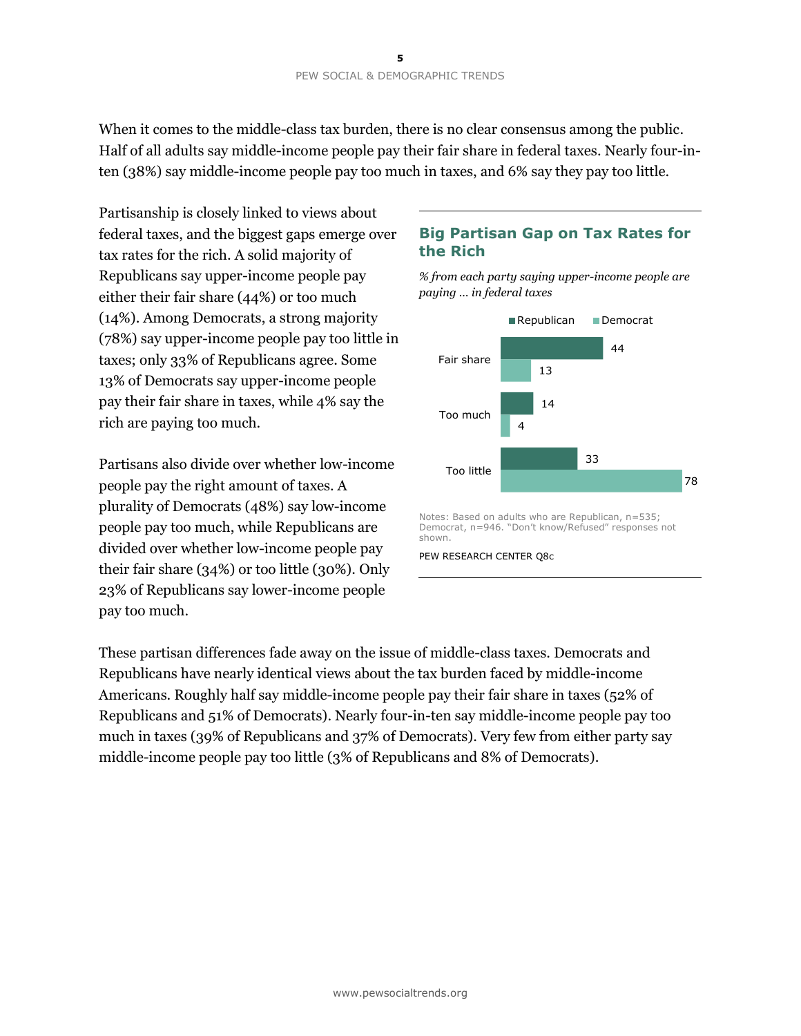When it comes to the middle-class tax burden, there is no clear consensus among the public. Half of all adults say middle-income people pay their fair share in federal taxes. Nearly four-in-ten (38%) say middle-income people pay too much in taxes, and 6% say they pay too little.

Partisanship is closely linked to views about federal taxes, and the biggest gaps emerge over tax rates for the rich. A solid majority of Republicans say upper-income people pay either their fair share (44%) or too much (14%). Among Democrats, a strong majority (78%) say upper-income people pay too little in taxes; only 33% of Republicans agree. Some 13% of Democrats say upper-income people pay their fair share in taxes, while 4% say the rich are paying too much.

Partisans also divide over whether low-income people pay the right amount of taxes. A plurality of Democrats (48%) say low-income people pay too much, while Republicans are divided over whether low-income people pay their fair share (34%) or too little (30%). Only 23% of Republicans say lower-income people pay too much.

### Big Partisan Gap on Tax Rates for the Rich

*% from each party saying upper-income people are paying … in federal taxes*

| | Republican | Democrat |
|---|---|---|
| Fair share | 44 | 13 |
| Too much | 14 | 4 |
| Too little | 33 | 78 |

Notes: Based on adults who are Republican, n=535; Democrat, n=946. "Don't know/Refused" responses not shown.

PEW RESEARCH CENTER Q8c

These partisan differences fade away on the issue of middle-class taxes. Democrats and Republicans have nearly identical views about the tax burden faced by middle-income Americans. Roughly half say middle-income people pay their fair share in taxes (52% of Republicans and 51% of Democrats). Nearly four-in-ten say middle-income people pay too much in taxes (39% of Republicans and 37% of Democrats). Very few from either party say middle-income people pay too little (3% of Republicans and 8% of Democrats).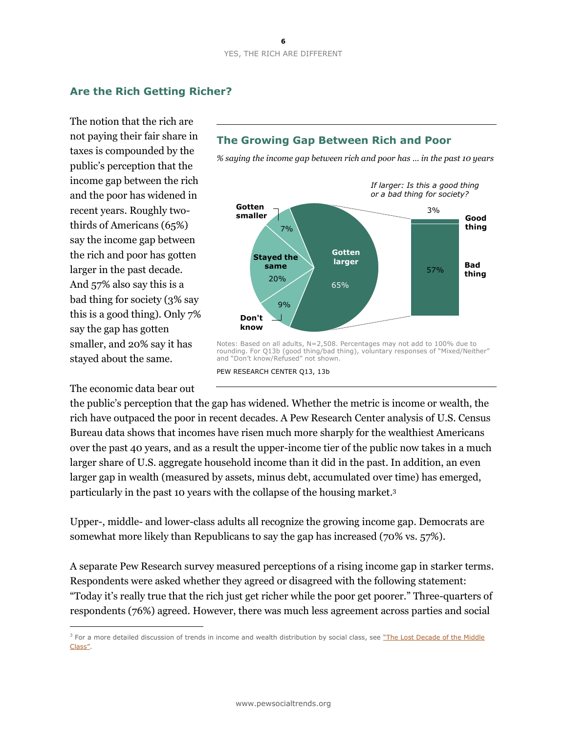## Are the Rich Getting Richer?

The notion that the rich are not paying their fair share in taxes is compounded by the public's perception that the income gap between the rich and the poor has widened in recent years. Roughly two-thirds of Americans (65%) say the income gap between the rich and poor has gotten larger in the past decade. And 57% also say this is a bad thing for society (3% say this is a good thing). Only 7% say the gap has gotten smaller, and 20% say it has stayed about the same.

### The Growing Gap Between Rich and Poor

*% saying the income gap between rich and poor has … in the past 10 years*

| | % |
|---|---|
| Gotten larger | 65% |
| Stayed the same | 20% |
| Don't know | 9% |
| Gotten smaller | 7% |

*If larger: Is this a good thing or a bad thing for society?*

| | % |
|---|---|
| Good thing | 3% |
| Bad thing | 57% |

Notes: Based on all adults, N=2,508. Percentages may not add to 100% due to rounding. For Q13b (good thing/bad thing), voluntary responses of "Mixed/Neither" and "Don't know/Refused" not shown.

PEW RESEARCH CENTER Q13, 13b

The economic data bear out the public's perception that the gap has widened. Whether the metric is income or wealth, the rich have outpaced the poor in recent decades. A Pew Research Center analysis of U.S. Census Bureau data shows that incomes have risen much more sharply for the wealthiest Americans over the past 40 years, and as a result the upper-income tier of the public now takes in a much larger share of U.S. aggregate household income than it did in the past. In addition, an even larger gap in wealth (measured by assets, minus debt, accumulated over time) has emerged, particularly in the past 10 years with the collapse of the housing market.[3]

Upper-, middle- and lower-class adults all recognize the growing income gap. Democrats are somewhat more likely than Republicans to say the gap has increased (70% vs. 57%).

A separate Pew Research survey measured perceptions of a rising income gap in starker terms. Respondents were asked whether they agreed or disagreed with the following statement: "Today it's really true that the rich just get richer while the poor get poorer." Three-quarters of respondents (76%) agreed. However, there was much less agreement across parties and social

---

[3] For a more detailed discussion of trends in income and wealth distribution by social class, see "The Lost Decade of the Middle Class".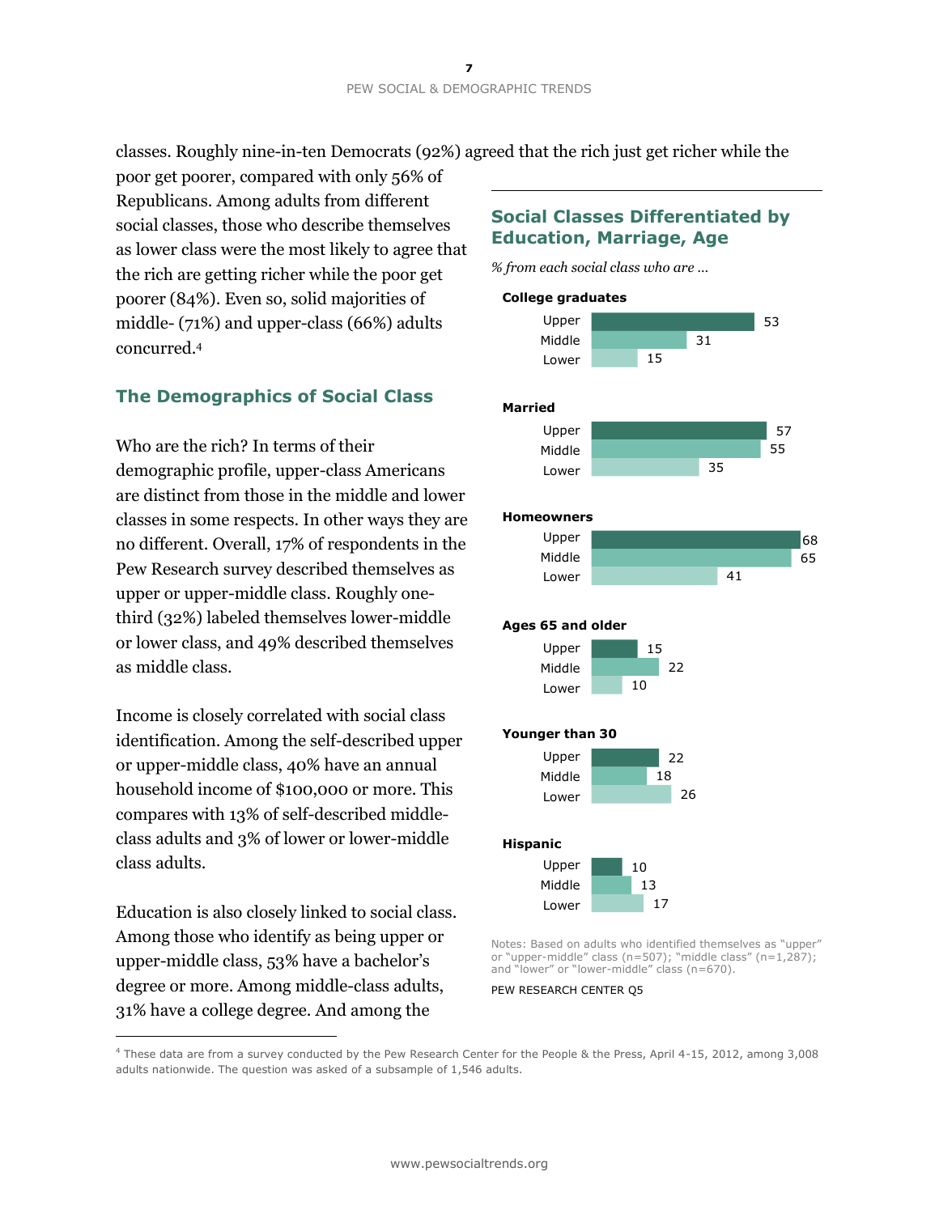classes. Roughly nine-in-ten Democrats (92%) agreed that the rich just get richer while the poor get poorer, compared with only 56% of Republicans. Among adults from different social classes, those who describe themselves as lower class were the most likely to agree that the rich are getting richer while the poor get poorer (84%). Even so, solid majorities of middle- (71%) and upper-class (66%) adults concurred.[4]

## The Demographics of Social Class

Who are the rich? In terms of their demographic profile, upper-class Americans are distinct from those in the middle and lower classes in some respects. In other ways they are no different. Overall, 17% of respondents in the Pew Research survey described themselves as upper or upper-middle class. Roughly one-third (32%) labeled themselves lower-middle or lower class, and 49% described themselves as middle class.

Income is closely correlated with social class identification. Among the self-described upper or upper-middle class, 40% have an annual household income of $100,000 or more. This compares with 13% of self-described middle-class adults and 3% of lower or lower-middle class adults.

Education is also closely linked to social class. Among those who identify as being upper or upper-middle class, 53% have a bachelor's degree or more. Among middle-class adults, 31% have a college degree. And among the

### Social Classes Differentiated by Education, Marriage, Age

*% from each social class who are …*

| | Upper | Middle | Lower |
|---|---|---|---|
| **College graduates** | 53 | 31 | 15 |
| **Married** | 57 | 55 | 35 |
| **Homeowners** | 68 | 65 | 41 |
| **Ages 65 and older** | 15 | 22 | 10 |
| **Younger than 30** | 22 | 18 | 26 |
| **Hispanic** | 10 | 13 | 17 |

Notes: Based on adults who identified themselves as "upper" or "upper-middle" class (n=507); "middle class" (n=1,287); and "lower" or "lower-middle" class (n=670).

PEW RESEARCH CENTER Q5

[4] These data are from a survey conducted by the Pew Research Center for the People & the Press, April 4-15, 2012, among 3,008 adults nationwide. The question was asked of a subsample of 1,546 adults.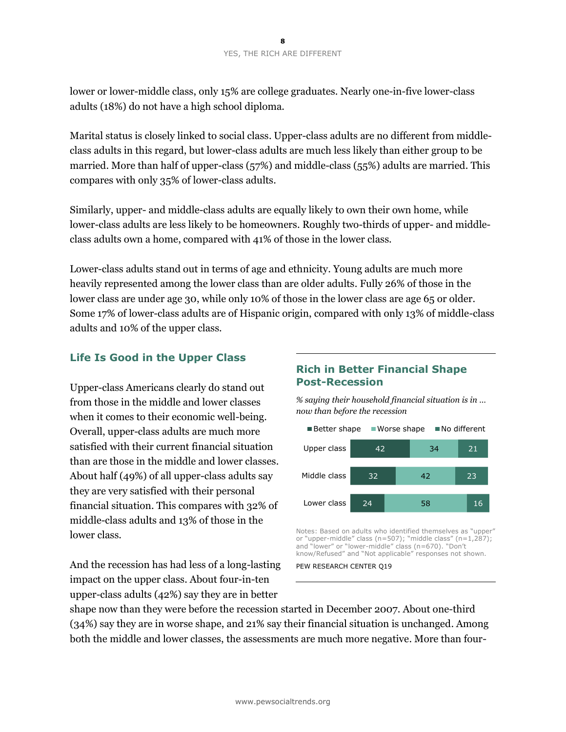lower or lower-middle class, only 15% are college graduates. Nearly one-in-five lower-class adults (18%) do not have a high school diploma.

Marital status is closely linked to social class. Upper-class adults are no different from middle-class adults in this regard, but lower-class adults are much less likely than either group to be married. More than half of upper-class (57%) and middle-class (55%) adults are married. This compares with only 35% of lower-class adults.

Similarly, upper- and middle-class adults are equally likely to own their own home, while lower-class adults are less likely to be homeowners. Roughly two-thirds of upper- and middle-class adults own a home, compared with 41% of those in the lower class.

Lower-class adults stand out in terms of age and ethnicity. Young adults are much more heavily represented among the lower class than are older adults. Fully 26% of those in the lower class are under age 30, while only 10% of those in the lower class are age 65 or older. Some 17% of lower-class adults are of Hispanic origin, compared with only 13% of middle-class adults and 10% of the upper class.

## Life Is Good in the Upper Class

Upper-class Americans clearly do stand out from those in the middle and lower classes when it comes to their economic well-being. Overall, upper-class adults are much more satisfied with their current financial situation than are those in the middle and lower classes. About half (49%) of all upper-class adults say they are very satisfied with their personal financial situation. This compares with 32% of middle-class adults and 13% of those in the lower class.

And the recession has had less of a long-lasting impact on the upper class. About four-in-ten upper-class adults (42%) say they are in better shape now than they were before the recession started in December 2007. About one-third (34%) say they are in worse shape, and 21% say their financial situation is unchanged. Among both the middle and lower classes, the assessments are much more negative. More than four-

### Rich in Better Financial Shape Post-Recession

*% saying their household financial situation is in … now than before the recession*

| | Better shape | Worse shape | No different |
|---|---|---|---|
| Upper class | 42 | 34 | 21 |
| Middle class | 32 | 42 | 23 |
| Lower class | 24 | 58 | 16 |

Notes: Based on adults who identified themselves as "upper" or "upper-middle" class (n=507); "middle class" (n=1,287); and "lower" or "lower-middle" class (n=670). "Don't know/Refused" and "Not applicable" responses not shown.

PEW RESEARCH CENTER Q19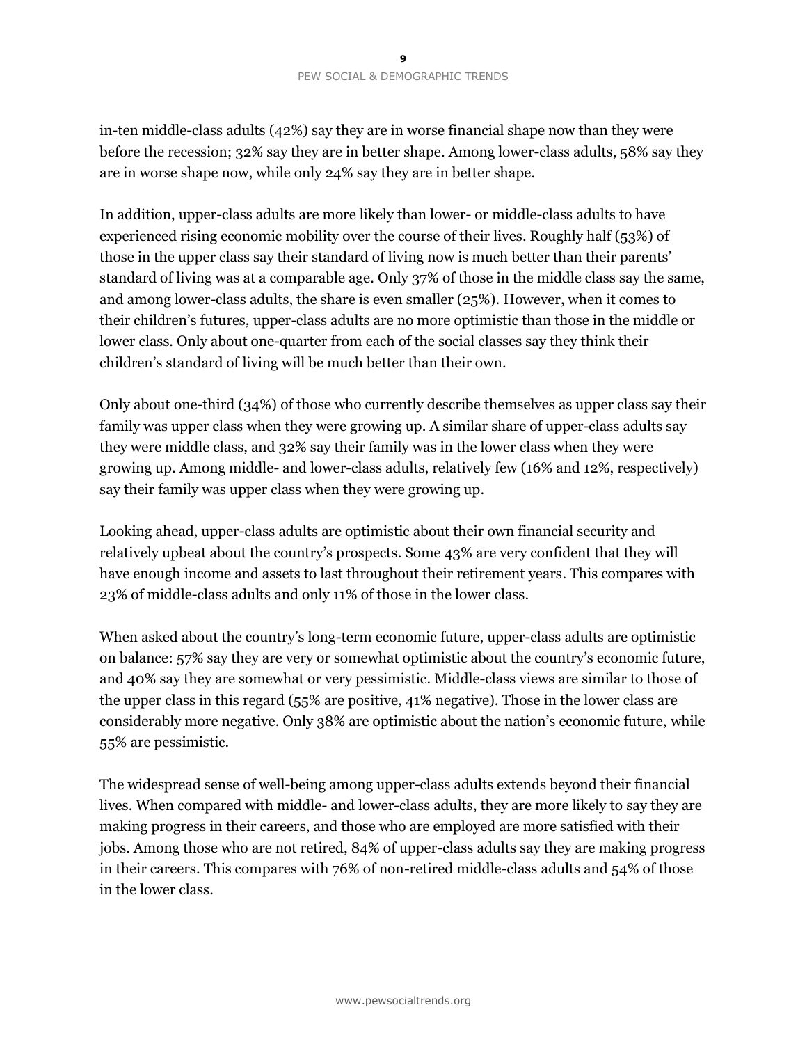in-ten middle-class adults (42%) say they are in worse financial shape now than they were before the recession; 32% say they are in better shape. Among lower-class adults, 58% say they are in worse shape now, while only 24% say they are in better shape.

In addition, upper-class adults are more likely than lower- or middle-class adults to have experienced rising economic mobility over the course of their lives. Roughly half (53%) of those in the upper class say their standard of living now is much better than their parents' standard of living was at a comparable age. Only 37% of those in the middle class say the same, and among lower-class adults, the share is even smaller (25%). However, when it comes to their children's futures, upper-class adults are no more optimistic than those in the middle or lower class. Only about one-quarter from each of the social classes say they think their children's standard of living will be much better than their own.

Only about one-third (34%) of those who currently describe themselves as upper class say their family was upper class when they were growing up. A similar share of upper-class adults say they were middle class, and 32% say their family was in the lower class when they were growing up. Among middle- and lower-class adults, relatively few (16% and 12%, respectively) say their family was upper class when they were growing up.

Looking ahead, upper-class adults are optimistic about their own financial security and relatively upbeat about the country's prospects. Some 43% are very confident that they will have enough income and assets to last throughout their retirement years. This compares with 23% of middle-class adults and only 11% of those in the lower class.

When asked about the country's long-term economic future, upper-class adults are optimistic on balance: 57% say they are very or somewhat optimistic about the country's economic future, and 40% say they are somewhat or very pessimistic. Middle-class views are similar to those of the upper class in this regard (55% are positive, 41% negative). Those in the lower class are considerably more negative. Only 38% are optimistic about the nation's economic future, while 55% are pessimistic.

The widespread sense of well-being among upper-class adults extends beyond their financial lives. When compared with middle- and lower-class adults, they are more likely to say they are making progress in their careers, and those who are employed are more satisfied with their jobs. Among those who are not retired, 84% of upper-class adults say they are making progress in their careers. This compares with 76% of non-retired middle-class adults and 54% of those in the lower class.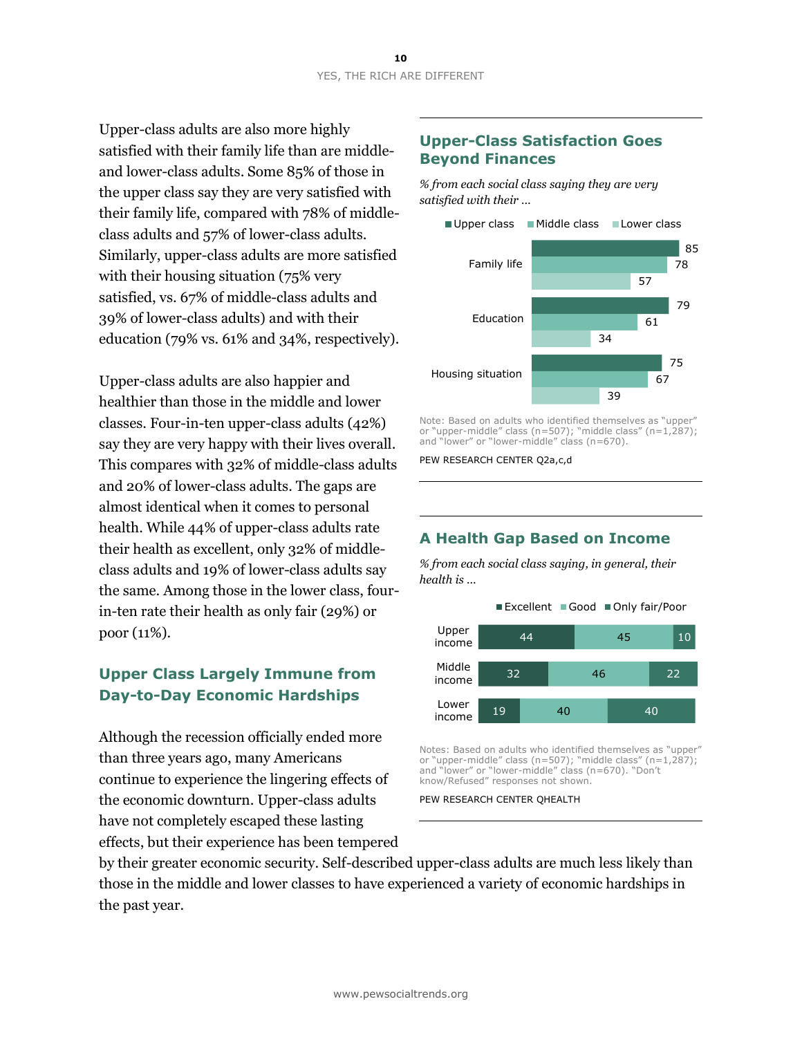Upper-class adults are also more highly satisfied with their family life than are middle- and lower-class adults. Some 85% of those in the upper class say they are very satisfied with their family life, compared with 78% of middle-class adults and 57% of lower-class adults. Similarly, upper-class adults are more satisfied with their housing situation (75% very satisfied, vs. 67% of middle-class adults and 39% of lower-class adults) and with their education (79% vs. 61% and 34%, respectively).

Upper-class adults are also happier and healthier than those in the middle and lower classes. Four-in-ten upper-class adults (42%) say they are very happy with their lives overall. This compares with 32% of middle-class adults and 20% of lower-class adults. The gaps are almost identical when it comes to personal health. While 44% of upper-class adults rate their health as excellent, only 32% of middle-class adults and 19% of lower-class adults say the same. Among those in the lower class, four-in-ten rate their health as only fair (29%) or poor (11%).

## Upper-Class Satisfaction Goes Beyond Finances

*% from each social class saying they are very satisfied with their ...*

| | Upper class | Middle class | Lower class |
|---|---|---|---|
| Family life | 85 | 78 | 57 |
| Education | 79 | 61 | 34 |
| Housing situation | 75 | 67 | 39 |

Note: Based on adults who identified themselves as "upper" or "upper-middle" class (n=507); "middle class" (n=1,287); and "lower" or "lower-middle" class (n=670).

PEW RESEARCH CENTER Q2a,c,d

## A Health Gap Based on Income

*% from each social class saying, in general, their health is ...*

| | Excellent | Good | Only fair/Poor |
|---|---|---|---|
| Upper income | 44 | 45 | 10 |
| Middle income | 32 | 46 | 22 |
| Lower income | 19 | 40 | 40 |

Notes: Based on adults who identified themselves as "upper" or "upper-middle" class (n=507); "middle class" (n=1,287); and "lower" or "lower-middle" class (n=670). "Don't know/Refused" responses not shown.

PEW RESEARCH CENTER QHEALTH

## Upper Class Largely Immune from Day-to-Day Economic Hardships

Although the recession officially ended more than three years ago, many Americans continue to experience the lingering effects of the economic downturn. Upper-class adults have not completely escaped these lasting effects, but their experience has been tempered by their greater economic security. Self-described upper-class adults are much less likely than those in the middle and lower classes to have experienced a variety of economic hardships in the past year.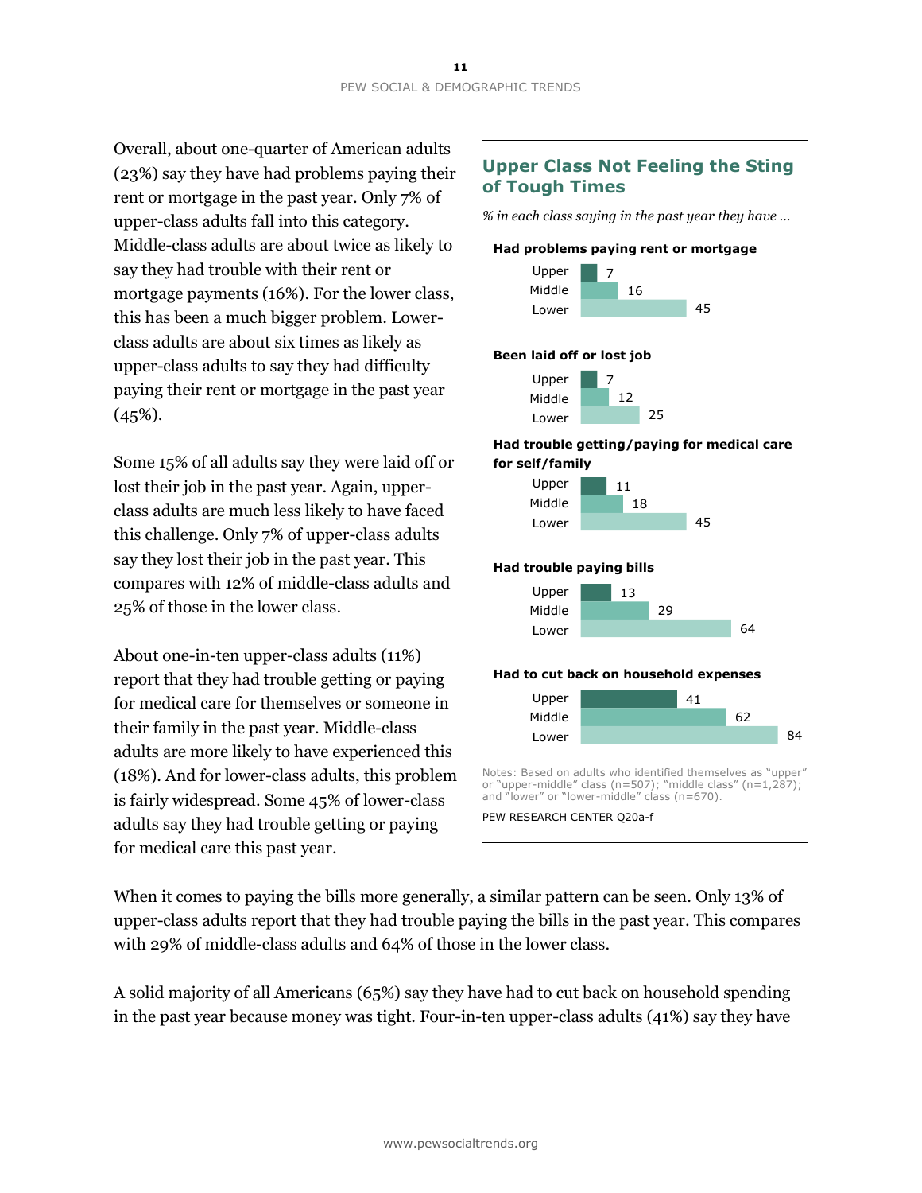Overall, about one-quarter of American adults (23%) say they have had problems paying their rent or mortgage in the past year. Only 7% of upper-class adults fall into this category. Middle-class adults are about twice as likely to say they had trouble with their rent or mortgage payments (16%). For the lower class, this has been a much bigger problem. Lower-class adults are about six times as likely as upper-class adults to say they had difficulty paying their rent or mortgage in the past year (45%).

Some 15% of all adults say they were laid off or lost their job in the past year. Again, upper-class adults are much less likely to have faced this challenge. Only 7% of upper-class adults say they lost their job in the past year. This compares with 12% of middle-class adults and 25% of those in the lower class.

About one-in-ten upper-class adults (11%) report that they had trouble getting or paying for medical care for themselves or someone in their family in the past year. Middle-class adults are more likely to have experienced this (18%). And for lower-class adults, this problem is fairly widespread. Some 45% of lower-class adults say they had trouble getting or paying for medical care this past year.

### Upper Class Not Feeling the Sting of Tough Times

*% in each class saying in the past year they have …*

| | Upper | Middle | Lower |
|---|---|---|---|
| Had problems paying rent or mortgage | 7 | 16 | 45 |
| Been laid off or lost job | 7 | 12 | 25 |
| Had trouble getting/paying for medical care for self/family | 11 | 18 | 45 |
| Had trouble paying bills | 13 | 29 | 64 |
| Had to cut back on household expenses | 41 | 62 | 84 |

Notes: Based on adults who identified themselves as "upper" or "upper-middle" class (n=507); "middle class" (n=1,287); and "lower" or "lower-middle" class (n=670).

PEW RESEARCH CENTER Q20a-f

When it comes to paying the bills more generally, a similar pattern can be seen. Only 13% of upper-class adults report that they had trouble paying the bills in the past year. This compares with 29% of middle-class adults and 64% of those in the lower class.

A solid majority of all Americans (65%) say they have had to cut back on household spending in the past year because money was tight. Four-in-ten upper-class adults (41%) say they have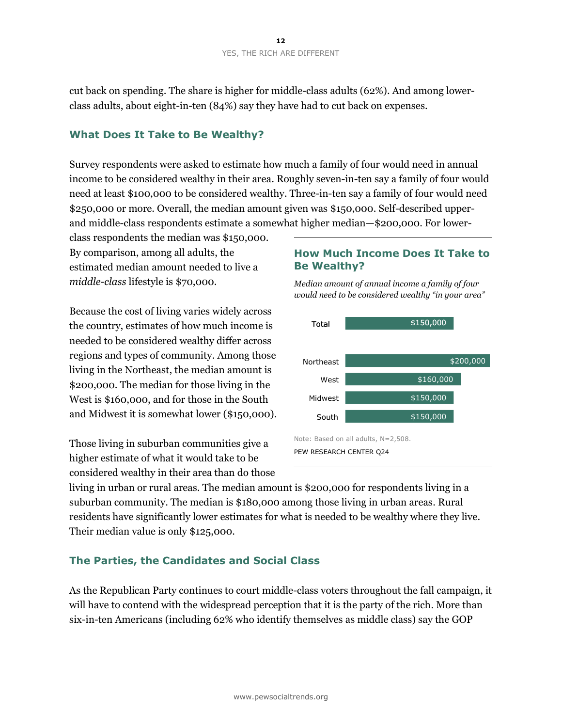cut back on spending. The share is higher for middle-class adults (62%). And among lower-class adults, about eight-in-ten (84%) say they have had to cut back on expenses.

## What Does It Take to Be Wealthy?

Survey respondents were asked to estimate how much a family of four would need in annual income to be considered wealthy in their area. Roughly seven-in-ten say a family of four would need at least $100,000 to be considered wealthy. Three-in-ten say a family of four would need $250,000 or more. Overall, the median amount given was $150,000. Self-described upper- and middle-class respondents estimate a somewhat higher median—$200,000. For lower-class respondents the median was $150,000. By comparison, among all adults, the estimated median amount needed to live a *middle-class* lifestyle is $70,000.

Because the cost of living varies widely across the country, estimates of how much income is needed to be considered wealthy differ across regions and types of community. Among those living in the Northeast, the median amount is $200,000. The median for those living in the West is $160,000, and for those in the South and Midwest it is somewhat lower ($150,000).

### How Much Income Does It Take to Be Wealthy?

*Median amount of annual income a family of four would need to be considered wealthy "in your area"*

| | |
|---|---|
| Total | $150,000 |
| Northeast | $200,000 |
| West | $160,000 |
| Midwest | $150,000 |
| South | $150,000 |

Note: Based on all adults, N=2,508.

PEW RESEARCH CENTER Q24

Those living in suburban communities give a higher estimate of what it would take to be considered wealthy in their area than do those living in urban or rural areas. The median amount is $200,000 for respondents living in a suburban community. The median is $180,000 among those living in urban areas. Rural residents have significantly lower estimates for what is needed to be wealthy where they live. Their median value is only $125,000.

## The Parties, the Candidates and Social Class

As the Republican Party continues to court middle-class voters throughout the fall campaign, it will have to contend with the widespread perception that it is the party of the rich. More than six-in-ten Americans (including 62% who identify themselves as middle class) say the GOP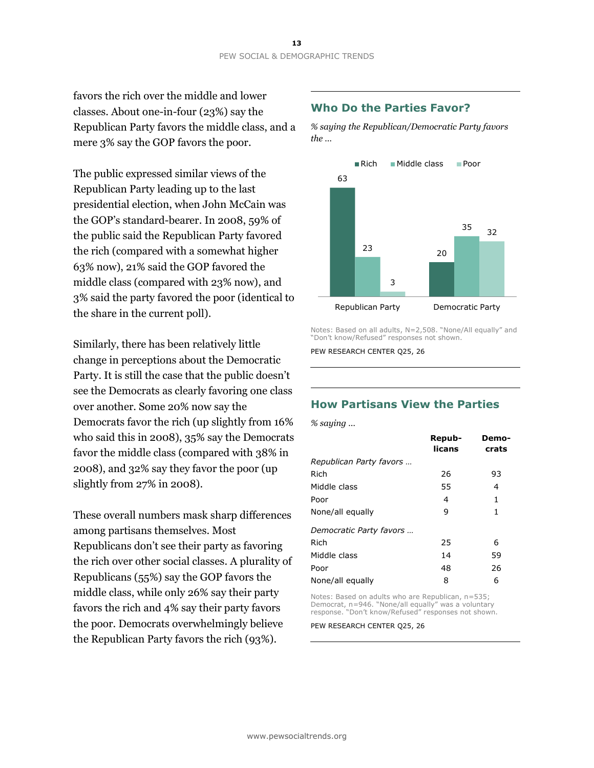favors the rich over the middle and lower classes. About one-in-four (23%) say the Republican Party favors the middle class, and a mere 3% say the GOP favors the poor.

The public expressed similar views of the Republican Party leading up to the last presidential election, when John McCain was the GOP's standard-bearer. In 2008, 59% of the public said the Republican Party favored the rich (compared with a somewhat higher 63% now), 21% said the GOP favored the middle class (compared with 23% now), and 3% said the party favored the poor (identical to the share in the current poll).

Similarly, there has been relatively little change in perceptions about the Democratic Party. It is still the case that the public doesn't see the Democrats as clearly favoring one class over another. Some 20% now say the Democrats favor the rich (up slightly from 16% who said this in 2008), 35% say the Democrats favor the middle class (compared with 38% in 2008), and 32% say they favor the poor (up slightly from 27% in 2008).

These overall numbers mask sharp differences among partisans themselves. Most Republicans don't see their party as favoring the rich over other social classes. A plurality of Republicans (55%) say the GOP favors the middle class, while only 26% say their party favors the rich and 4% say their party favors the poor. Democrats overwhelmingly believe the Republican Party favors the rich (93%).

## Who Do the Parties Favor?

*% saying the Republican/Democratic Party favors the …*

| | Rich | Middle class | Poor |
|---|---|---|---|
| Republican Party | 63 | 23 | 3 |
| Democratic Party | 20 | 35 | 32 |

Notes: Based on all adults, N=2,508. "None/All equally" and "Don't know/Refused" responses not shown.

PEW RESEARCH CENTER Q25, 26

## How Partisans View the Parties

*% saying …*

| | Repub-licans | Demo-crats |
|---|---|---|
| *Republican Party favors …* | | |
| Rich | 26 | 93 |
| Middle class | 55 | 4 |
| Poor | 4 | 1 |
| None/all equally | 9 | 1 |
| *Democratic Party favors …* | | |
| Rich | 25 | 6 |
| Middle class | 14 | 59 |
| Poor | 48 | 26 |
| None/all equally | 8 | 6 |

Notes: Based on adults who are Republican, n=535; Democrat, n=946. "None/all equally" was a voluntary response. "Don't know/Refused" responses not shown.

PEW RESEARCH CENTER Q25, 26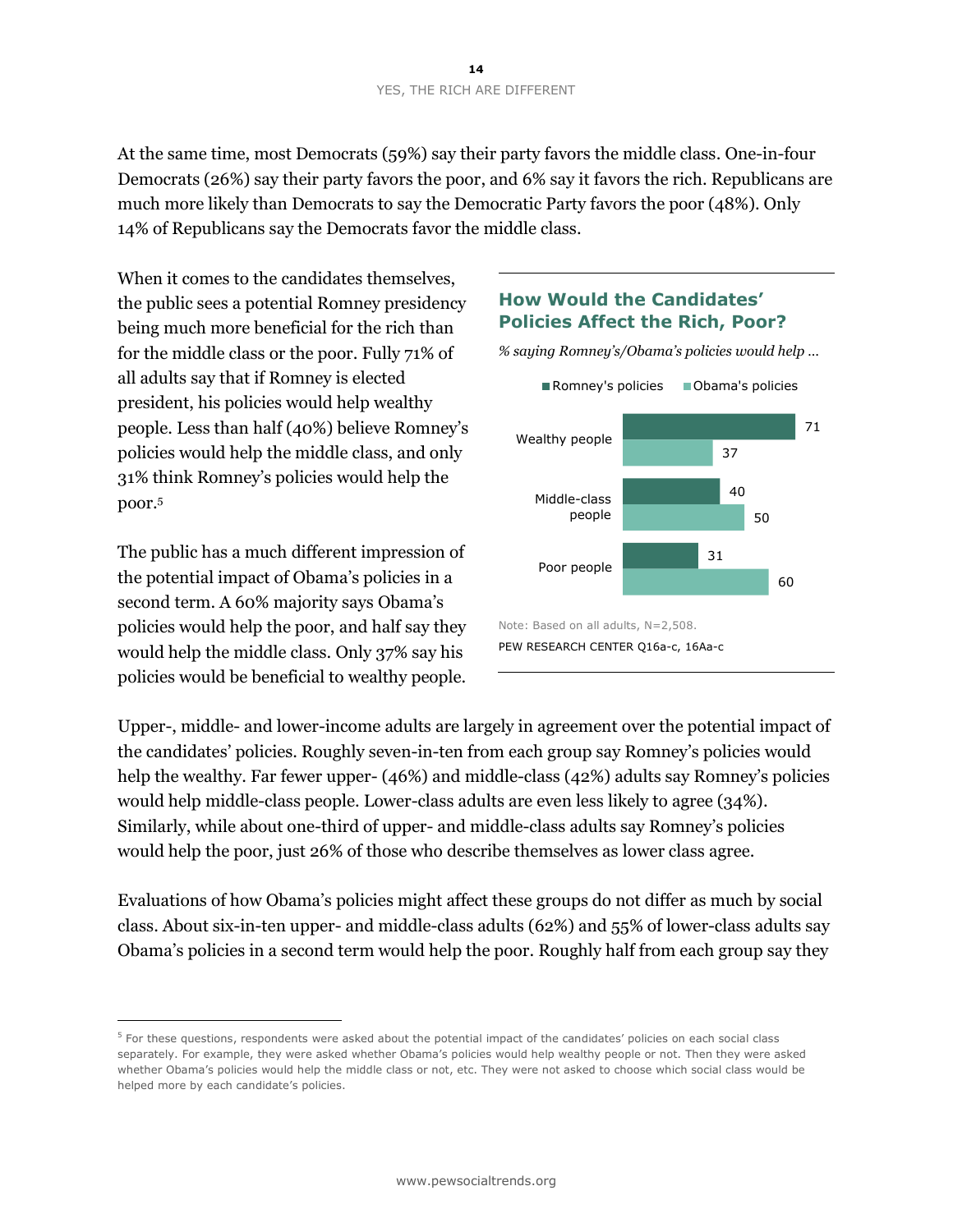At the same time, most Democrats (59%) say their party favors the middle class. One-in-four Democrats (26%) say their party favors the poor, and 6% say it favors the rich. Republicans are much more likely than Democrats to say the Democratic Party favors the poor (48%). Only 14% of Republicans say the Democrats favor the middle class.

When it comes to the candidates themselves, the public sees a potential Romney presidency being much more beneficial for the rich than for the middle class or the poor. Fully 71% of all adults say that if Romney is elected president, his policies would help wealthy people. Less than half (40%) believe Romney's policies would help the middle class, and only 31% think Romney's policies would help the poor.[5]

The public has a much different impression of the potential impact of Obama's policies in a second term. A 60% majority says Obama's policies would help the poor, and half say they would help the middle class. Only 37% say his policies would be beneficial to wealthy people.

**How Would the Candidates' Policies Affect the Rich, Poor?**

*% saying Romney's/Obama's policies would help ...*

| | Romney's policies | Obama's policies |
|---|---|---|
| Wealthy people | 71 | 37 |
| Middle-class people | 40 | 50 |
| Poor people | 31 | 60 |

Note: Based on all adults, N=2,508.

PEW RESEARCH CENTER Q16a-c, 16Aa-c

Upper-, middle- and lower-income adults are largely in agreement over the potential impact of the candidates' policies. Roughly seven-in-ten from each group say Romney's policies would help the wealthy. Far fewer upper- (46%) and middle-class (42%) adults say Romney's policies would help middle-class people. Lower-class adults are even less likely to agree (34%). Similarly, while about one-third of upper- and middle-class adults say Romney's policies would help the poor, just 26% of those who describe themselves as lower class agree.

Evaluations of how Obama's policies might affect these groups do not differ as much by social class. About six-in-ten upper- and middle-class adults (62%) and 55% of lower-class adults say Obama's policies in a second term would help the poor. Roughly half from each group say they

[5] For these questions, respondents were asked about the potential impact of the candidates' policies on each social class separately. For example, they were asked whether Obama's policies would help wealthy people or not. Then they were asked whether Obama's policies would help the middle class or not, etc. They were not asked to choose which social class would be helped more by each candidate's policies.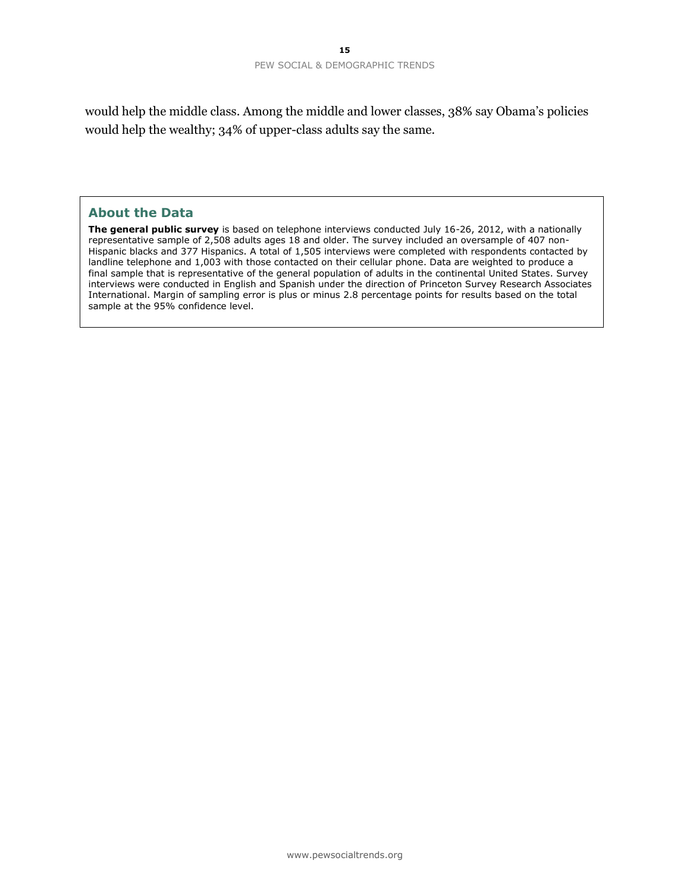would help the middle class. Among the middle and lower classes, 38% say Obama's policies would help the wealthy; 34% of upper-class adults say the same.

## About the Data

**The general public survey** is based on telephone interviews conducted July 16-26, 2012, with a nationally representative sample of 2,508 adults ages 18 and older. The survey included an oversample of 407 non-Hispanic blacks and 377 Hispanics. A total of 1,505 interviews were completed with respondents contacted by landline telephone and 1,003 with those contacted on their cellular phone. Data are weighted to produce a final sample that is representative of the general population of adults in the continental United States. Survey interviews were conducted in English and Spanish under the direction of Princeton Survey Research Associates International. Margin of sampling error is plus or minus 2.8 percentage points for results based on the total sample at the 95% confidence level.